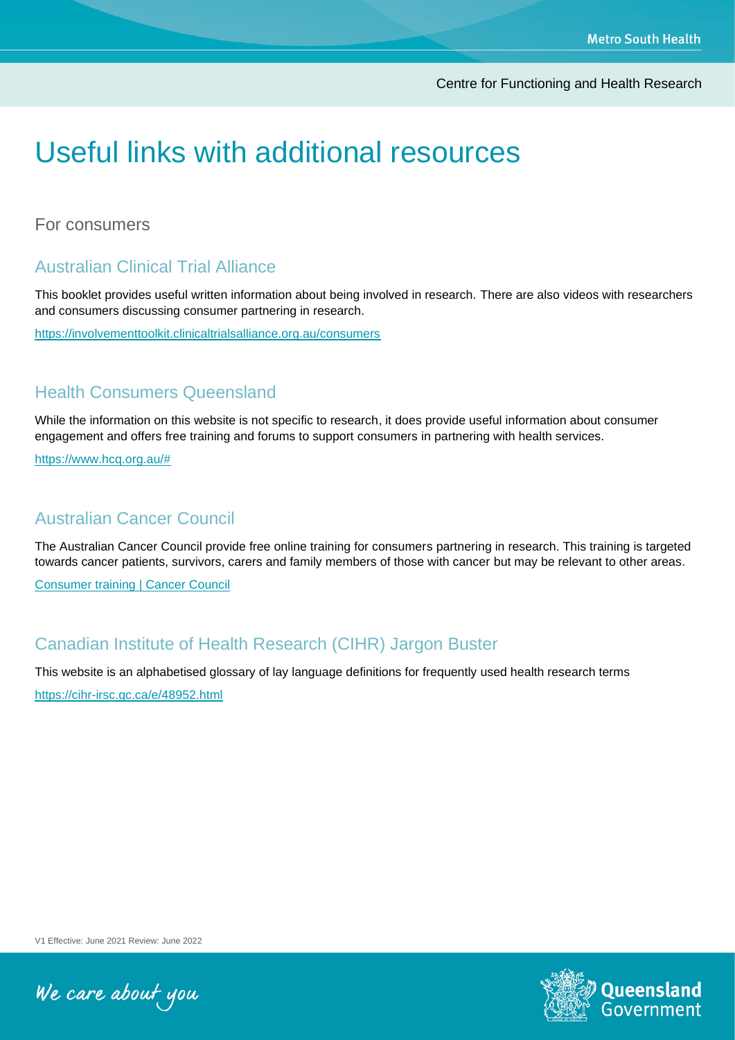# Useful links with additional resources

## For consumers

### Australian Clinical Trial Alliance

This booklet provides useful written information about being involved in research. There are also videos with researchers and consumers discussing consumer partnering in research.

https://involvementtoolkit.clinicaltrialsalliance.org.au/consumers

### Health Consumers Queensland

While the information on this website is not specific to research, it does provide useful information about consumer engagement and offers free training and forums to support consumers in partnering with health services.

https://www.hcq.org.au/#

### Australian Cancer Council

The Australian Cancer Council provide free online training for consumers partnering in research. This training is targeted towards cancer patients, survivors, carers and family members of those with cancer but may be relevant to other areas.

Consumer training | Cancer Council

### Canadian Institute of Health Research (CIHR) Jargon Buster

This website is an alphabetised glossary of lay language definitions for frequently used health research terms

https://cihr-irsc.gc.ca/e/48952.html

V1 Effective: June 2021 Review: June 2022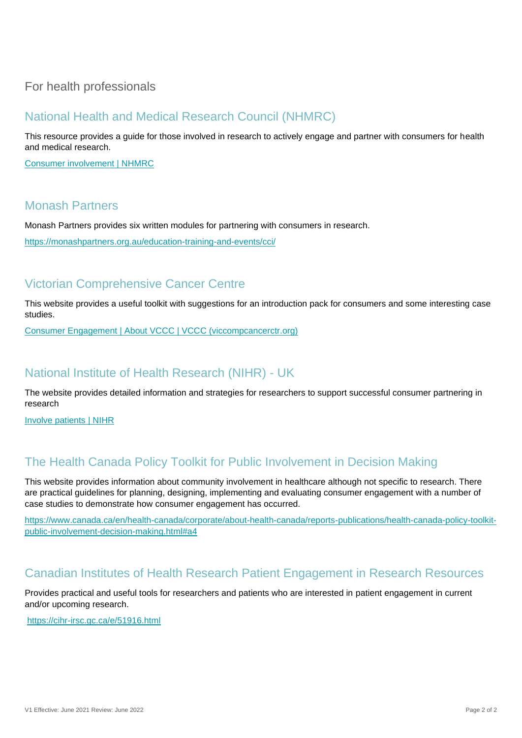## For health professionals

### National Health and Medical Research Council (NHMRC)

This resource provides a guide for those involved in research to actively engage and partner with consumers for health and medical research.

Consumer involvement | NHMRC

### Monash Partners

Monash Partners provides six written modules for partnering with consumers in research.

https://monashpartners.org.au/education-training-and-events/cci/

### Victorian Comprehensive Cancer Centre

This website provides a useful toolkit with suggestions for an introduction pack for consumers and some interesting case studies.

Consumer Engagement | About VCCC | VCCC (viccompcancerctr.org)

### National Institute of Health Research (NIHR) - UK

The website provides detailed information and strategies for researchers to support successful consumer partnering in research

Involve patients | NIHR

### The Health Canada Policy Toolkit for Public Involvement in Decision Making

This website provides information about community involvement in healthcare although not specific to research. There are practical guidelines for planning, designing, implementing and evaluating consumer engagement with a number of case studies to demonstrate how consumer engagement has occurred.

https://www.canada.ca/en/health-canada/corporate/about-health-canada/reports-publications/health-canada-policy-toolkit-public-involvement-decision-making.html#a4

### Canadian Institutes of Health Research Patient Engagement in Research Resources

Provides practical and useful tools for researchers and patients who are interested in patient engagement in current and/or upcoming research.

https://cihr-irsc.gc.ca/e/51916.html

V1 Effective: June 2021 Review: June 2022